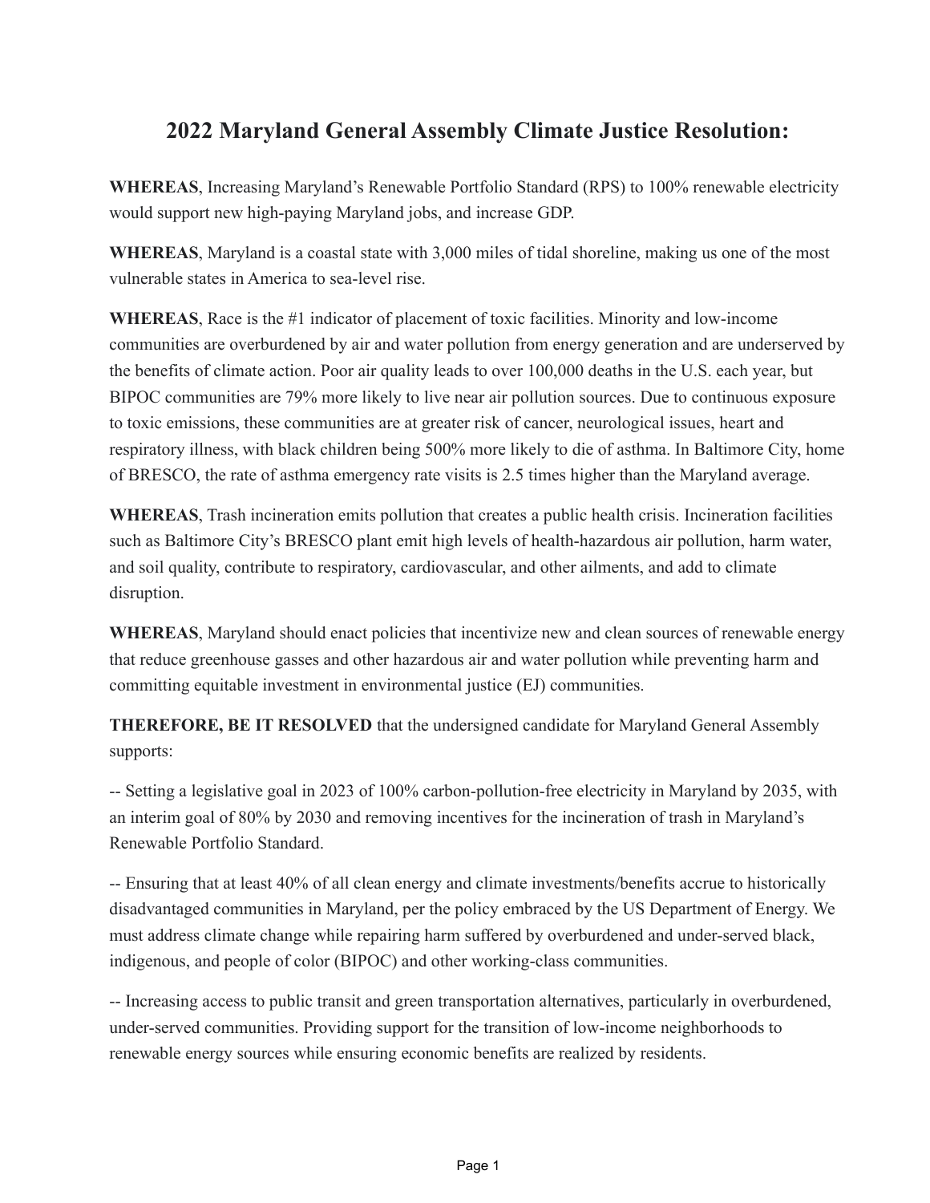# 2022 Maryland General Assembly Climate Justice Resolution:

**WHEREAS**, Increasing Maryland's Renewable Portfolio Standard (RPS) to 100% renewable electricity would support new high-paying Maryland jobs, and increase GDP.

**WHEREAS**, Maryland is a coastal state with 3,000 miles of tidal shoreline, making us one of the most vulnerable states in America to sea-level rise.

**WHEREAS**, Race is the #1 indicator of placement of toxic facilities. Minority and low-income communities are overburdened by air and water pollution from energy generation and are underserved by the benefits of climate action. Poor air quality leads to over 100,000 deaths in the U.S. each year, but BIPOC communities are 79% more likely to live near air pollution sources. Due to continuous exposure to toxic emissions, these communities are at greater risk of cancer, neurological issues, heart and respiratory illness, with black children being 500% more likely to die of asthma. In Baltimore City, home of BRESCO, the rate of asthma emergency rate visits is 2.5 times higher than the Maryland average.

**WHEREAS**, Trash incineration emits pollution that creates a public health crisis. Incineration facilities such as Baltimore City's BRESCO plant emit high levels of health-hazardous air pollution, harm water, and soil quality, contribute to respiratory, cardiovascular, and other ailments, and add to climate disruption.

**WHEREAS**, Maryland should enact policies that incentivize new and clean sources of renewable energy that reduce greenhouse gasses and other hazardous air and water pollution while preventing harm and committing equitable investment in environmental justice (EJ) communities.

**THEREFORE, BE IT RESOLVED** that the undersigned candidate for Maryland General Assembly supports:

-- Setting a legislative goal in 2023 of 100% carbon-pollution-free electricity in Maryland by 2035, with an interim goal of 80% by 2030 and removing incentives for the incineration of trash in Maryland's Renewable Portfolio Standard.

-- Ensuring that at least 40% of all clean energy and climate investments/benefits accrue to historically disadvantaged communities in Maryland, per the policy embraced by the US Department of Energy. We must address climate change while repairing harm suffered by overburdened and under-served black, indigenous, and people of color (BIPOC) and other working-class communities.

-- Increasing access to public transit and green transportation alternatives, particularly in overburdened, under-served communities. Providing support for the transition of low-income neighborhoods to renewable energy sources while ensuring economic benefits are realized by residents.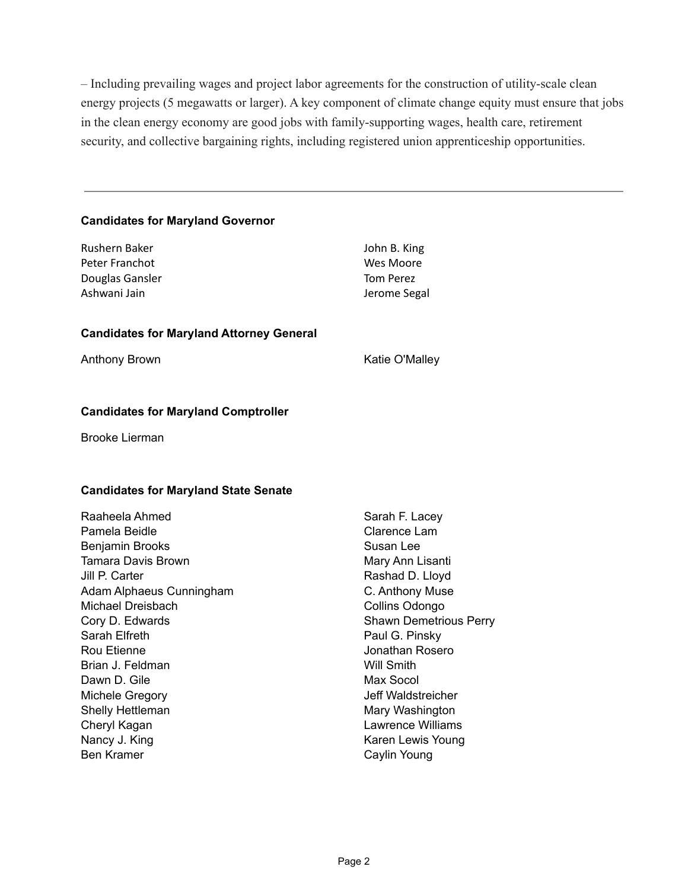– Including prevailing wages and project labor agreements for the construction of utility-scale clean energy projects (5 megawatts or larger). A key component of climate change equity must ensure that jobs in the clean energy economy are good jobs with family-supporting wages, health care, retirement security, and collective bargaining rights, including registered union apprenticeship opportunities.

---

**Candidates for Maryland Governor**

Rushern Baker
Peter Franchot
Douglas Gansler
Ashwani Jain
John B. King
Wes Moore
Tom Perez
Jerome Segal

**Candidates for Maryland Attorney General**

Anthony Brown
Katie O'Malley

**Candidates for Maryland Comptroller**

Brooke Lierman

**Candidates for Maryland State Senate**

Raaheela Ahmed
Pamela Beidle
Benjamin Brooks
Tamara Davis Brown
Jill P. Carter
Adam Alphaeus Cunningham
Michael Dreisbach
Cory D. Edwards
Sarah Elfreth
Rou Etienne
Brian J. Feldman
Dawn D. Gile
Michele Gregory
Shelly Hettleman
Cheryl Kagan
Nancy J. King
Ben Kramer
Sarah F. Lacey
Clarence Lam
Susan Lee
Mary Ann Lisanti
Rashad D. Lloyd
C. Anthony Muse
Collins Odongo
Shawn Demetrious Perry
Paul G. Pinsky
Jonathan Rosero
Will Smith
Max Socol
Jeff Waldstreicher
Mary Washington
Lawrence Williams
Karen Lewis Young
Caylin Young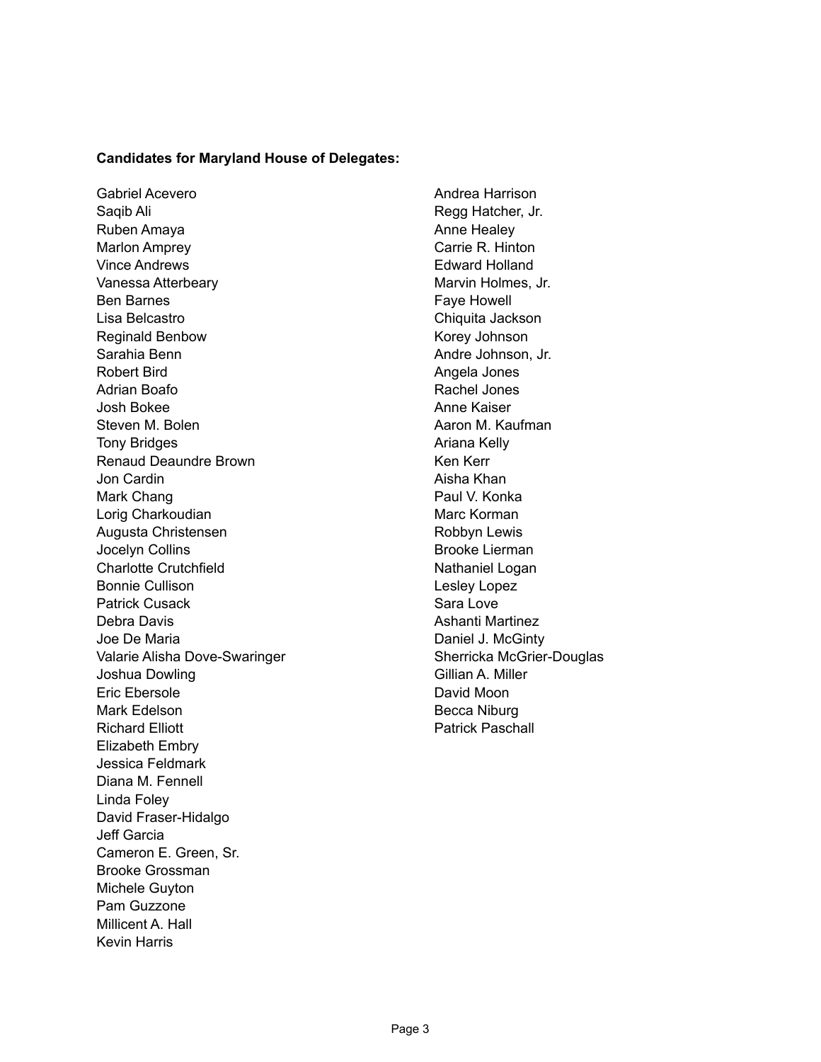**Candidates for Maryland House of Delegates:**

Gabriel Acevero
Saqib Ali
Ruben Amaya
Marlon Amprey
Vince Andrews
Vanessa Atterbeary
Ben Barnes
Lisa Belcastro
Reginald Benbow
Sarahia Benn
Robert Bird
Adrian Boafo
Josh Bokee
Steven M. Bolen
Tony Bridges
Renaud Deaundre Brown
Jon Cardin
Mark Chang
Lorig Charkoudian
Augusta Christensen
Jocelyn Collins
Charlotte Crutchfield
Bonnie Cullison
Patrick Cusack
Debra Davis
Joe De Maria
Valarie Alisha Dove-Swaringer
Joshua Dowling
Eric Ebersole
Mark Edelson
Richard Elliott
Elizabeth Embry
Jessica Feldmark
Diana M. Fennell
Linda Foley
David Fraser-Hidalgo
Jeff Garcia
Cameron E. Green, Sr.
Brooke Grossman
Michele Guyton
Pam Guzzone
Millicent A. Hall
Kevin Harris
Andrea Harrison
Regg Hatcher, Jr.
Anne Healey
Carrie R. Hinton
Edward Holland
Marvin Holmes, Jr.
Faye Howell
Chiquita Jackson
Korey Johnson
Andre Johnson, Jr.
Angela Jones
Rachel Jones
Anne Kaiser
Aaron M. Kaufman
Ariana Kelly
Ken Kerr
Aisha Khan
Paul V. Konka
Marc Korman
Robbyn Lewis
Brooke Lierman
Nathaniel Logan
Lesley Lopez
Sara Love
Ashanti Martinez
Daniel J. McGinty
Sherricka McGrier-Douglas
Gillian A. Miller
David Moon
Becca Niburg
Patrick Paschall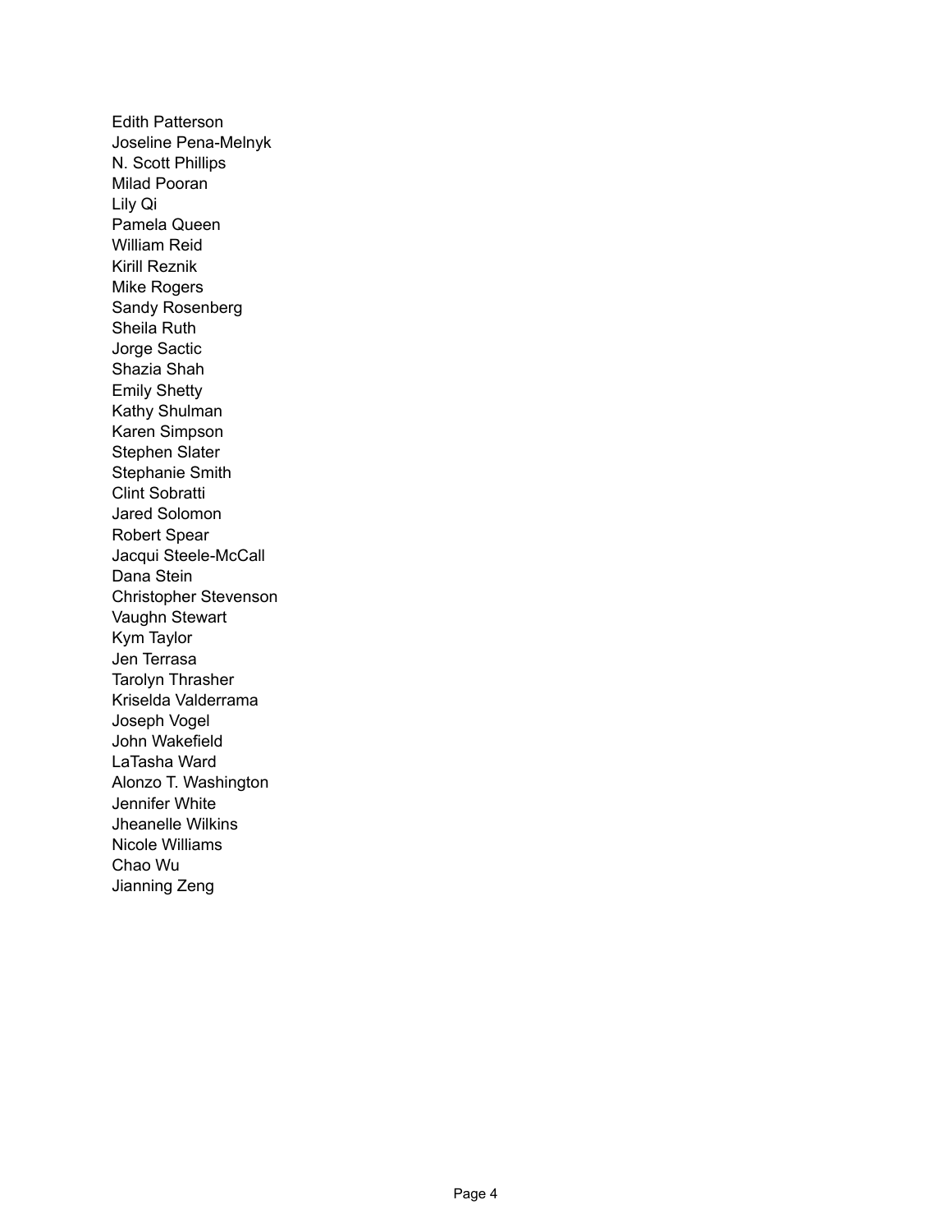Edith Patterson
Joseline Pena-Melnyk
N. Scott Phillips
Milad Pooran
Lily Qi
Pamela Queen
William Reid
Kirill Reznik
Mike Rogers
Sandy Rosenberg
Sheila Ruth
Jorge Sactic
Shazia Shah
Emily Shetty
Kathy Shulman
Karen Simpson
Stephen Slater
Stephanie Smith
Clint Sobratti
Jared Solomon
Robert Spear
Jacqui Steele-McCall
Dana Stein
Christopher Stevenson
Vaughn Stewart
Kym Taylor
Jen Terrasa
Tarolyn Thrasher
Kriselda Valderrama
Joseph Vogel
John Wakefield
LaTasha Ward
Alonzo T. Washington
Jennifer White
Jheanelle Wilkins
Nicole Williams
Chao Wu
Jianning Zeng